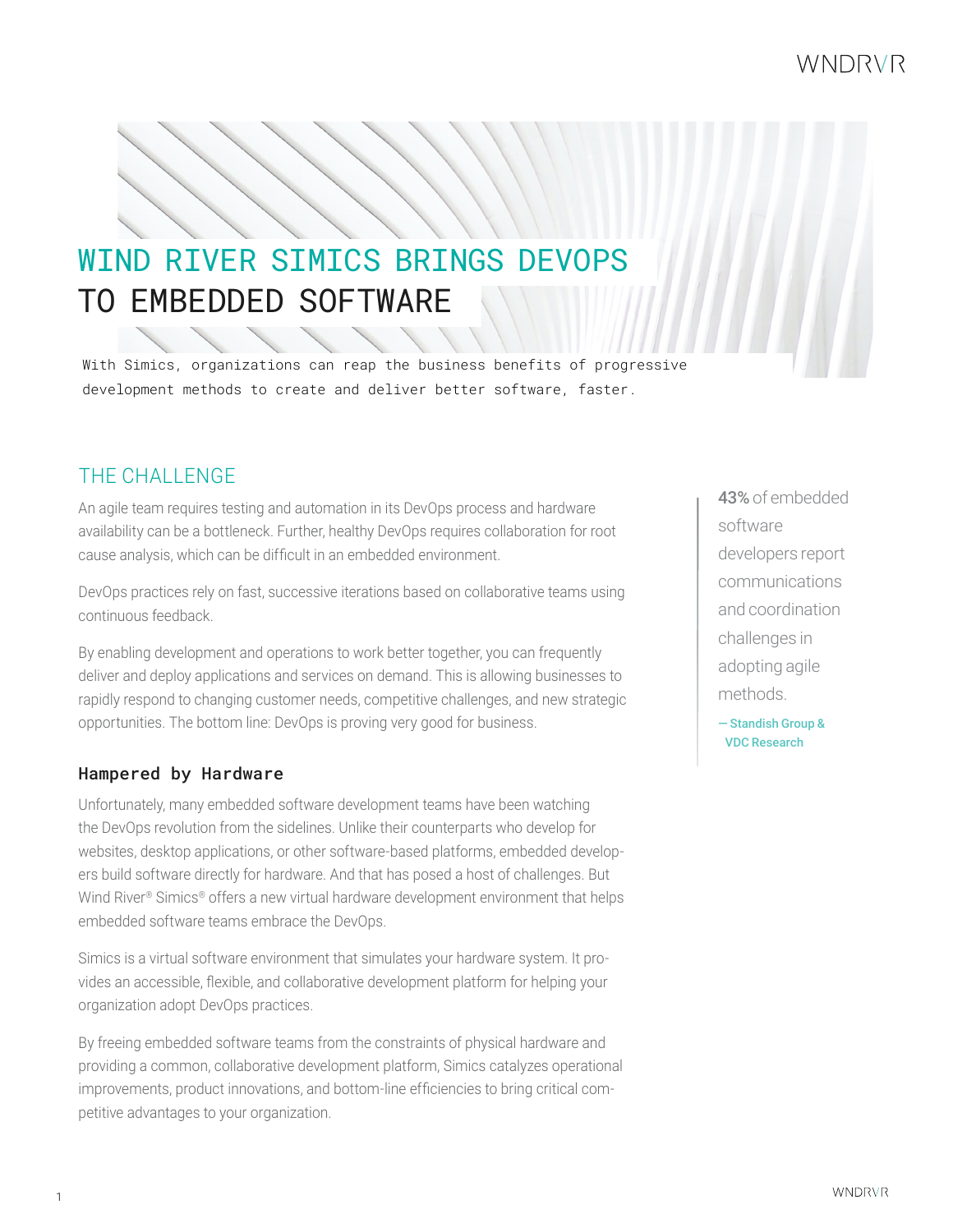# WIND RIVER SIMICS BRINGS DEVOPS TO EMBEDDED SOFTWARE

With Simics, organizations can reap the business benefits of progressive development methods to create and deliver better software, faster.

## THE CHALLENGE

An agile team requires testing and automation in its DevOps process and hardware availability can be a bottleneck. Further, healthy DevOps requires collaboration for root cause analysis, which can be difficult in an embedded environment.

DevOps practices rely on fast, successive iterations based on collaborative teams using continuous feedback.

By enabling development and operations to work better together, you can frequently deliver and deploy applications and services on demand. This is allowing businesses to rapidly respond to changing customer needs, competitive challenges, and new strategic opportunities. The bottom line: DevOps is proving very good for business.

> **43%** of embedded software developers report communications and coordination challenges in adopting agile methods.
>
> — Standish Group & VDC Research

### Hampered by Hardware

Unfortunately, many embedded software development teams have been watching the DevOps revolution from the sidelines. Unlike their counterparts who develop for websites, desktop applications, or other software-based platforms, embedded developers build software directly for hardware. And that has posed a host of challenges. But Wind River® Simics® offers a new virtual hardware development environment that helps embedded software teams embrace the DevOps.

Simics is a virtual software environment that simulates your hardware system. It provides an accessible, flexible, and collaborative development platform for helping your organization adopt DevOps practices.

By freeing embedded software teams from the constraints of physical hardware and providing a common, collaborative development platform, Simics catalyzes operational improvements, product innovations, and bottom-line efficiencies to bring critical competitive advantages to your organization.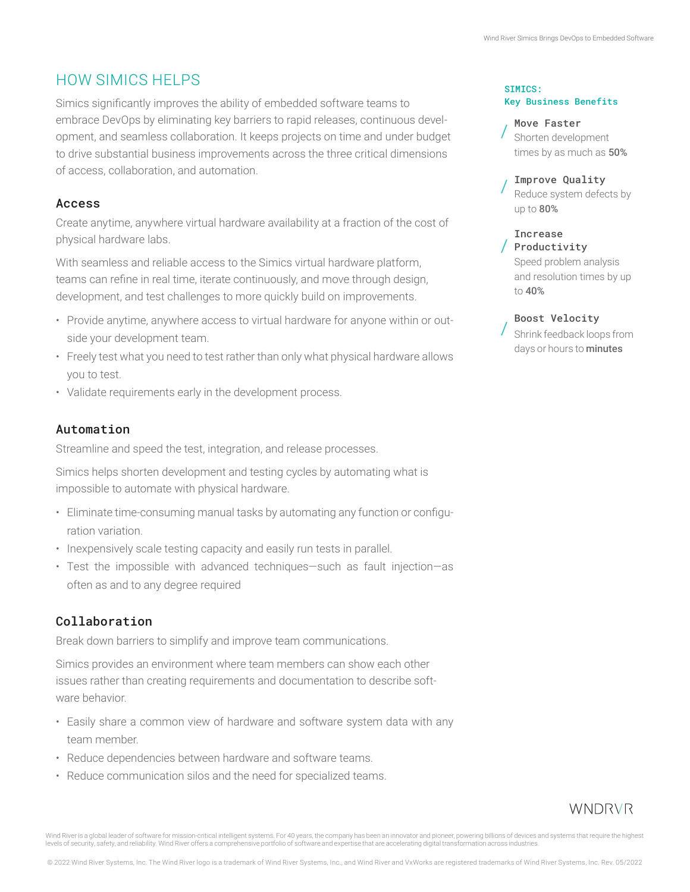## HOW SIMICS HELPS

Simics significantly improves the ability of embedded software teams to embrace DevOps by eliminating key barriers to rapid releases, continuous development, and seamless collaboration. It keeps projects on time and under budget to drive substantial business improvements across the three critical dimensions of access, collaboration, and automation.

### Access

Create anytime, anywhere virtual hardware availability at a fraction of the cost of physical hardware labs.

With seamless and reliable access to the Simics virtual hardware platform, teams can refine in real time, iterate continuously, and move through design, development, and test challenges to more quickly build on improvements.

- Provide anytime, anywhere access to virtual hardware for anyone within or outside your development team.
- Freely test what you need to test rather than only what physical hardware allows you to test.
- Validate requirements early in the development process.

### Automation

Streamline and speed the test, integration, and release processes.

Simics helps shorten development and testing cycles by automating what is impossible to automate with physical hardware.

- Eliminate time-consuming manual tasks by automating any function or configuration variation.
- Inexpensively scale testing capacity and easily run tests in parallel.
- Test the impossible with advanced techniques—such as fault injection—as often as and to any degree required

### Collaboration

Break down barriers to simplify and improve team communications.

Simics provides an environment where team members can show each other issues rather than creating requirements and documentation to describe software behavior.

- Easily share a common view of hardware and software system data with any team member.
- Reduce dependencies between hardware and software teams.
- Reduce communication silos and the need for specialized teams.

**SIMICS:**
**Key Business Benefits**

**Move Faster**
Shorten development times by as much as **50%**

**Improve Quality**
Reduce system defects by up to **80%**

**Increase Productivity**
Speed problem analysis and resolution times by up to **40%**

**Boost Velocity**
Shrink feedback loops from days or hours to **minutes**

WNDRVR

Wind River is a global leader of software for mission-critical intelligent systems. For 40 years, the company has been an innovator and pioneer, powering billions of devices and systems that require the highest levels of security, safety, and reliability. Wind River offers a comprehensive portfolio of software and expertise that are accelerating digital transformation across industries.

© 2022 Wind River Systems, Inc. The Wind River logo is a trademark of Wind River Systems, Inc., and Wind River and VxWorks are registered trademarks of Wind River Systems, Inc. Rev. 05/2022